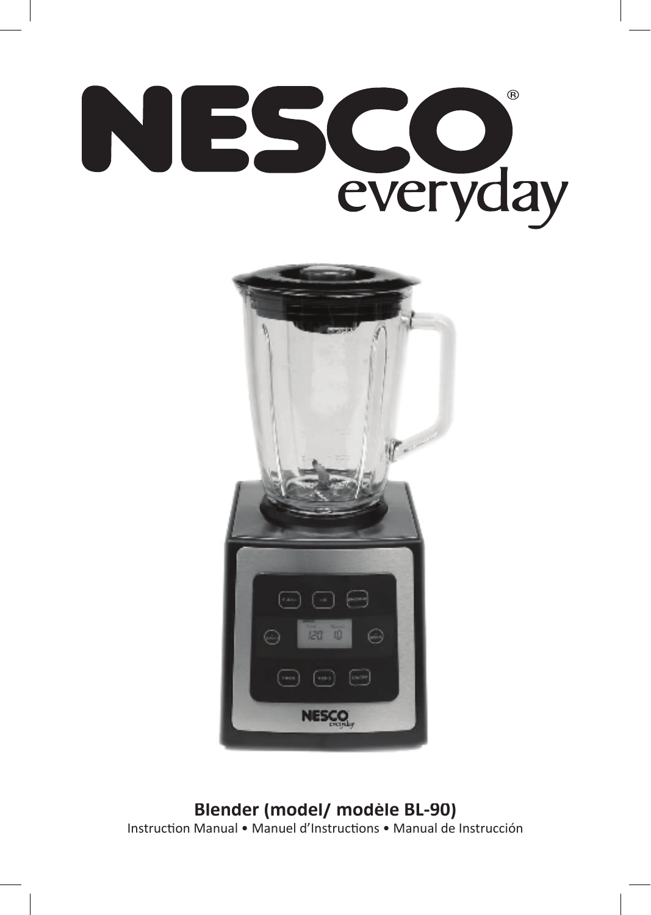# NESCO® everyday

**Blender (model/ modèle BL-90)**

Instruction Manual • Manuel d'Instructions • Manual de Instrucción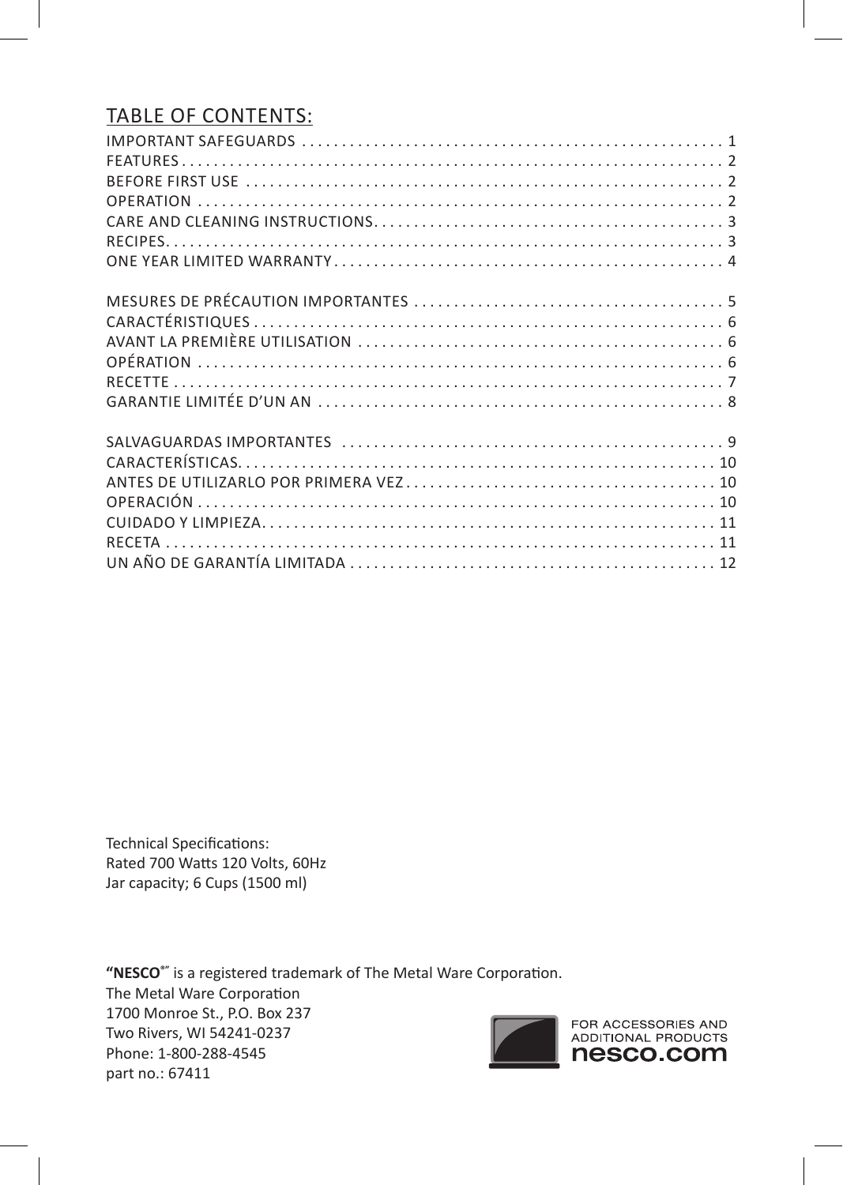## TABLE OF CONTENTS:

| | |
|---|---|
| IMPORTANT SAFEGUARDS | 1 |
| FEATURES | 2 |
| BEFORE FIRST USE | 2 |
| OPERATION | 2 |
| CARE AND CLEANING INSTRUCTIONS | 3 |
| RECIPES | 3 |
| ONE YEAR LIMITED WARRANTY | 4 |
| MESURES DE PRÉCAUTION IMPORTANTES | 5 |
| CARACTÉRISTIQUES | 6 |
| AVANT LA PREMIÈRE UTILISATION | 6 |
| OPÉRATION | 6 |
| RECETTE | 7 |
| GARANTIE LIMITÉE D'UN AN | 8 |
| SALVAGUARDAS IMPORTANTES | 9 |
| CARACTERÍSTICAS | 10 |
| ANTES DE UTILIZARLO POR PRIMERA VEZ | 10 |
| OPERACIÓN | 10 |
| CUIDADO Y LIMPIEZA | 11 |
| RECETA | 11 |
| UN AÑO DE GARANTÍA LIMITADA | 12 |

Technical Specifications:
Rated 700 Watts 120 Volts, 60Hz
Jar capacity; 6 Cups (1500 ml)

**"NESCO®"** is a registered trademark of The Metal Ware Corporation.
The Metal Ware Corporation
1700 Monroe St., P.O. Box 237
Two Rivers, WI 54241-0237
Phone: 1-800-288-4545
part no.: 67411

FOR ACCESSORIES AND ADDITIONAL PRODUCTS
**nesco.com**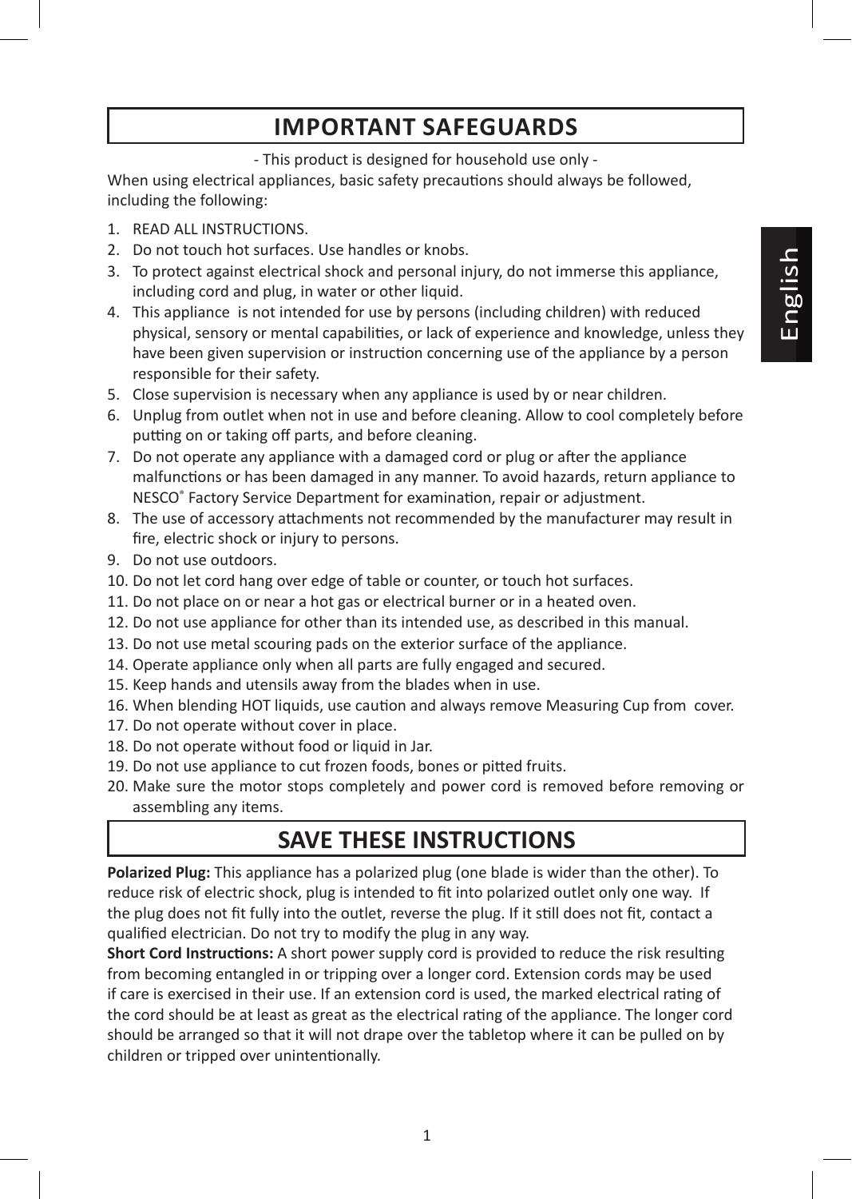# IMPORTANT SAFEGUARDS

- This product is designed for household use only -

When using electrical appliances, basic safety precautions should always be followed, including the following:

1. READ ALL INSTRUCTIONS.
2. Do not touch hot surfaces. Use handles or knobs.
3. To protect against electrical shock and personal injury, do not immerse this appliance, including cord and plug, in water or other liquid.
4. This appliance is not intended for use by persons (including children) with reduced physical, sensory or mental capabilities, or lack of experience and knowledge, unless they have been given supervision or instruction concerning use of the appliance by a person responsible for their safety.
5. Close supervision is necessary when any appliance is used by or near children.
6. Unplug from outlet when not in use and before cleaning. Allow to cool completely before putting on or taking off parts, and before cleaning.
7. Do not operate any appliance with a damaged cord or plug or after the appliance malfunctions or has been damaged in any manner. To avoid hazards, return appliance to NESCO® Factory Service Department for examination, repair or adjustment.
8. The use of accessory attachments not recommended by the manufacturer may result in fire, electric shock or injury to persons.
9. Do not use outdoors.
10. Do not let cord hang over edge of table or counter, or touch hot surfaces.
11. Do not place on or near a hot gas or electrical burner or in a heated oven.
12. Do not use appliance for other than its intended use, as described in this manual.
13. Do not use metal scouring pads on the exterior surface of the appliance.
14. Operate appliance only when all parts are fully engaged and secured.
15. Keep hands and utensils away from the blades when in use.
16. When blending HOT liquids, use caution and always remove Measuring Cup from cover.
17. Do not operate without cover in place.
18. Do not operate without food or liquid in Jar.
19. Do not use appliance to cut frozen foods, bones or pitted fruits.
20. Make sure the motor stops completely and power cord is removed before removing or assembling any items.

# SAVE THESE INSTRUCTIONS

**Polarized Plug:** This appliance has a polarized plug (one blade is wider than the other). To reduce risk of electric shock, plug is intended to fit into polarized outlet only one way. If the plug does not fit fully into the outlet, reverse the plug. If it still does not fit, contact a qualified electrician. Do not try to modify the plug in any way.

**Short Cord Instructions:** A short power supply cord is provided to reduce the risk resulting from becoming entangled in or tripping over a longer cord. Extension cords may be used if care is exercised in their use. If an extension cord is used, the marked electrical rating of the cord should be at least as great as the electrical rating of the appliance. The longer cord should be arranged so that it will not drape over the tabletop where it can be pulled on by children or tripped over unintentionally.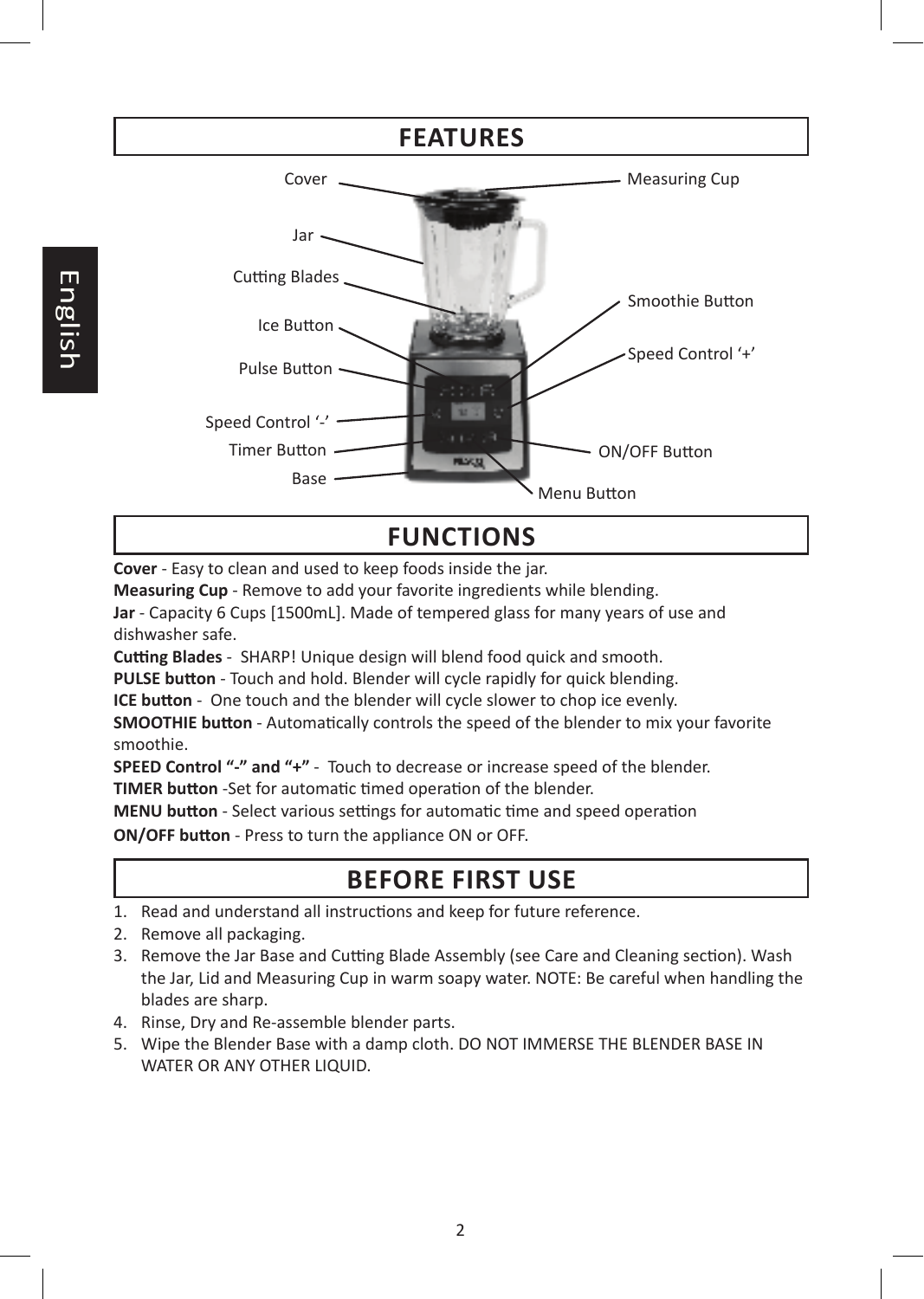## FEATURES

Cover
Measuring Cup
Jar
Cutting Blades
Smoothie Button
Ice Button
Speed Control '+'
Pulse Button
Speed Control '-'
Timer Button
ON/OFF Button
Base
Menu Button

## FUNCTIONS

**Cover** - Easy to clean and used to keep foods inside the jar.
**Measuring Cup** - Remove to add your favorite ingredients while blending.
**Jar** - Capacity 6 Cups [1500mL]. Made of tempered glass for many years of use and dishwasher safe.
**Cutting Blades** - SHARP! Unique design will blend food quick and smooth.
**PULSE button** - Touch and hold. Blender will cycle rapidly for quick blending.
**ICE button** - One touch and the blender will cycle slower to chop ice evenly.
**SMOOTHIE button** - Automatically controls the speed of the blender to mix your favorite smoothie.
**SPEED Control "-" and "+"** - Touch to decrease or increase speed of the blender.
**TIMER button** -Set for automatic timed operation of the blender.
**MENU button** - Select various settings for automatic time and speed operation
**ON/OFF button** - Press to turn the appliance ON or OFF.

## BEFORE FIRST USE

1. Read and understand all instructions and keep for future reference.
2. Remove all packaging.
3. Remove the Jar Base and Cutting Blade Assembly (see Care and Cleaning section). Wash the Jar, Lid and Measuring Cup in warm soapy water. NOTE: Be careful when handling the blades are sharp.
4. Rinse, Dry and Re-assemble blender parts.
5. Wipe the Blender Base with a damp cloth. DO NOT IMMERSE THE BLENDER BASE IN WATER OR ANY OTHER LIQUID.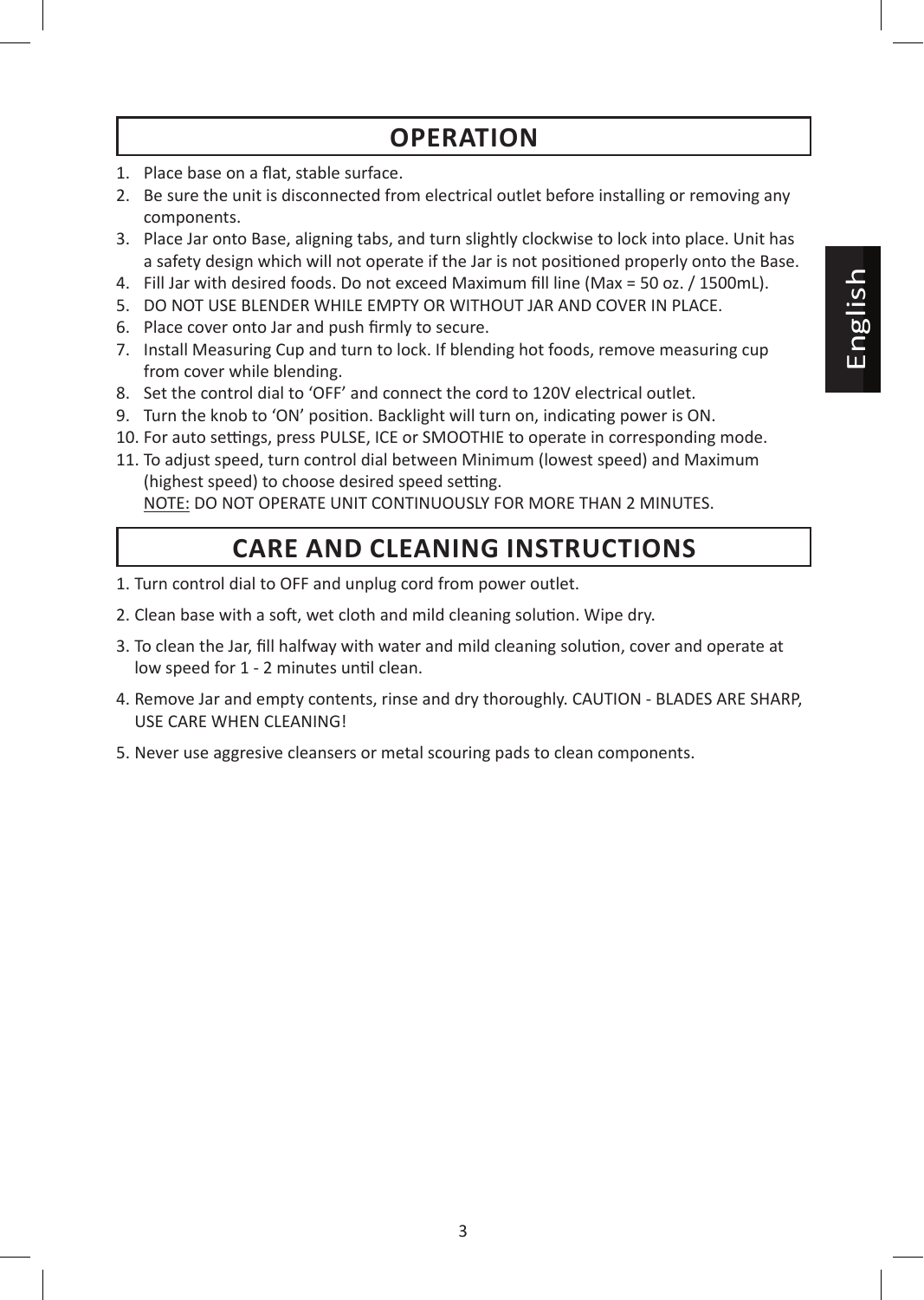## OPERATION

1. Place base on a flat, stable surface.
2. Be sure the unit is disconnected from electrical outlet before installing or removing any components.
3. Place Jar onto Base, aligning tabs, and turn slightly clockwise to lock into place. Unit has a safety design which will not operate if the Jar is not positioned properly onto the Base.
4. Fill Jar with desired foods. Do not exceed Maximum fill line (Max = 50 oz. / 1500mL).
5. DO NOT USE BLENDER WHILE EMPTY OR WITHOUT JAR AND COVER IN PLACE.
6. Place cover onto Jar and push firmly to secure.
7. Install Measuring Cup and turn to lock. If blending hot foods, remove measuring cup from cover while blending.
8. Set the control dial to 'OFF' and connect the cord to 120V electrical outlet.
9. Turn the knob to 'ON' position. Backlight will turn on, indicating power is ON.
10. For auto settings, press PULSE, ICE or SMOOTHIE to operate in corresponding mode.
11. To adjust speed, turn control dial between Minimum (lowest speed) and Maximum (highest speed) to choose desired speed setting.
    NOTE: DO NOT OPERATE UNIT CONTINUOUSLY FOR MORE THAN 2 MINUTES.

## CARE AND CLEANING INSTRUCTIONS

1. Turn control dial to OFF and unplug cord from power outlet.
2. Clean base with a soft, wet cloth and mild cleaning solution. Wipe dry.
3. To clean the Jar, fill halfway with water and mild cleaning solution, cover and operate at low speed for 1 - 2 minutes until clean.
4. Remove Jar and empty contents, rinse and dry thoroughly. CAUTION - BLADES ARE SHARP, USE CARE WHEN CLEANING!
5. Never use aggresive cleansers or metal scouring pads to clean components.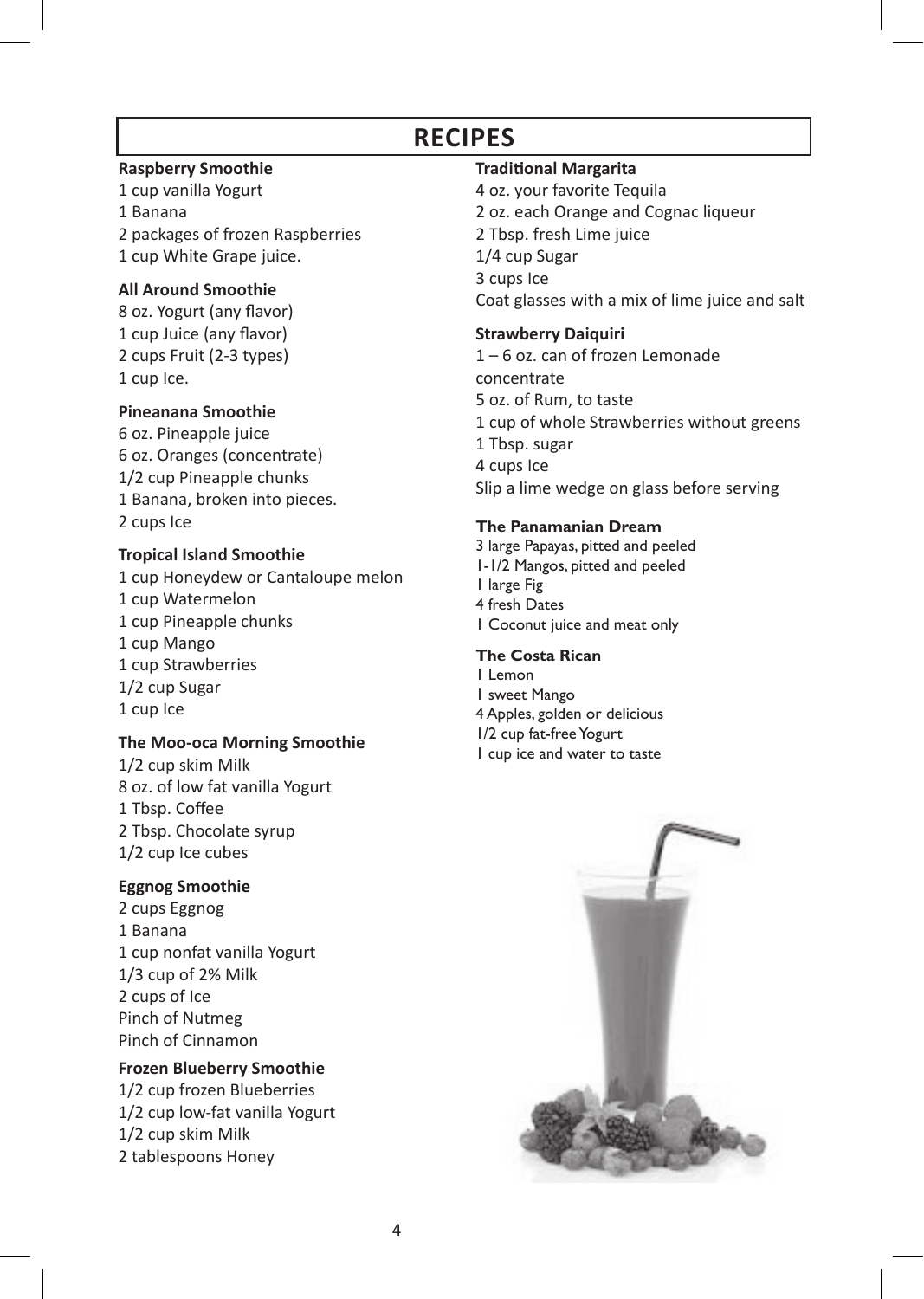# RECIPES

### Raspberry Smoothie

1 cup vanilla Yogurt
1 Banana
2 packages of frozen Raspberries
1 cup White Grape juice.

### All Around Smoothie

8 oz. Yogurt (any flavor)
1 cup Juice (any flavor)
2 cups Fruit (2-3 types)
1 cup Ice.

### Pineanana Smoothie

6 oz. Pineapple juice
6 oz. Oranges (concentrate)
1/2 cup Pineapple chunks
1 Banana, broken into pieces.
2 cups Ice

### Tropical Island Smoothie

1 cup Honeydew or Cantaloupe melon
1 cup Watermelon
1 cup Pineapple chunks
1 cup Mango
1 cup Strawberries
1/2 cup Sugar
1 cup Ice

### The Moo-oca Morning Smoothie

1/2 cup skim Milk
8 oz. of low fat vanilla Yogurt
1 Tbsp. Coffee
2 Tbsp. Chocolate syrup
1/2 cup Ice cubes

### Eggnog Smoothie

2 cups Eggnog
1 Banana
1 cup nonfat vanilla Yogurt
1/3 cup of 2% Milk
2 cups of Ice
Pinch of Nutmeg
Pinch of Cinnamon

### Frozen Blueberry Smoothie

1/2 cup frozen Blueberries
1/2 cup low-fat vanilla Yogurt
1/2 cup skim Milk
2 tablespoons Honey

### Traditional Margarita

4 oz. your favorite Tequila
2 oz. each Orange and Cognac liqueur
2 Tbsp. fresh Lime juice
1/4 cup Sugar
3 cups Ice
Coat glasses with a mix of lime juice and salt

### Strawberry Daiquiri

1 – 6 oz. can of frozen Lemonade concentrate
5 oz. of Rum, to taste
1 cup of whole Strawberries without greens
1 Tbsp. sugar
4 cups Ice
Slip a lime wedge on glass before serving

### The Panamanian Dream

3 large Papayas, pitted and peeled
1-1/2 Mangos, pitted and peeled
1 large Fig
4 fresh Dates
1 Coconut juice and meat only

### The Costa Rican

1 Lemon
1 sweet Mango
4 Apples, golden or delicious
1/2 cup fat-free Yogurt
1 cup ice and water to taste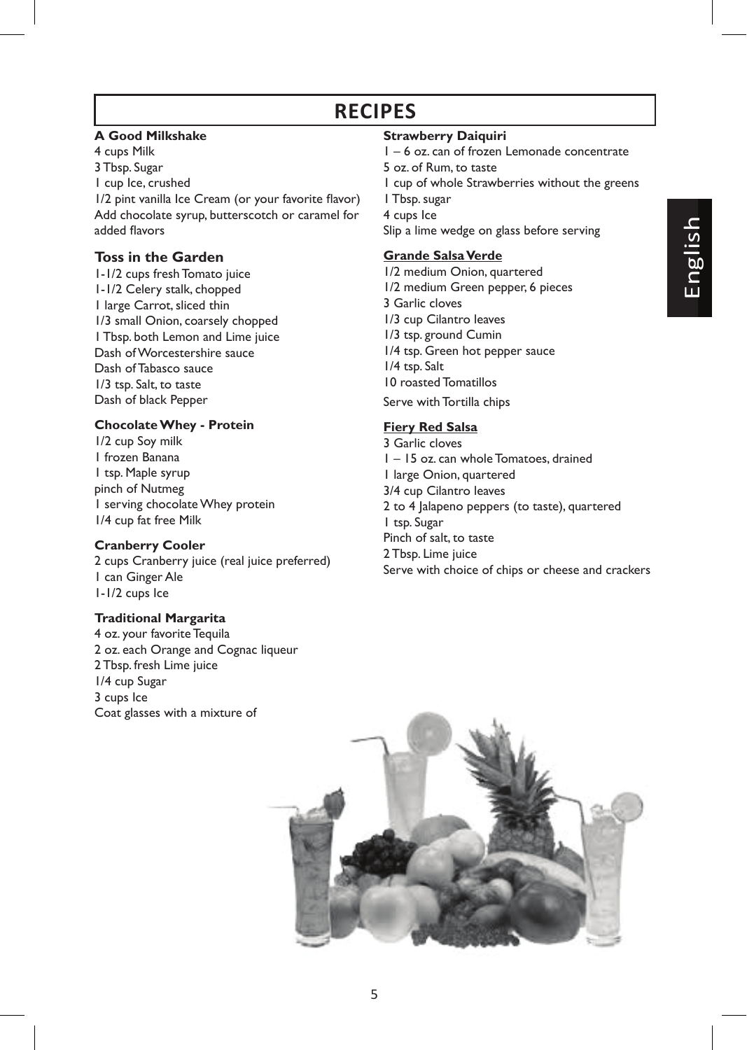# RECIPES

### A Good Milkshake

4 cups Milk
3 Tbsp. Sugar
1 cup Ice, crushed
1/2 pint vanilla Ice Cream (or your favorite flavor)
Add chocolate syrup, butterscotch or caramel for added flavors

### Toss in the Garden

1-1/2 cups fresh Tomato juice
1-1/2 Celery stalk, chopped
1 large Carrot, sliced thin
1/3 small Onion, coarsely chopped
1 Tbsp. both Lemon and Lime juice
Dash of Worcestershire sauce
Dash of Tabasco sauce
1/3 tsp. Salt, to taste
Dash of black Pepper

### Chocolate Whey - Protein

1/2 cup Soy milk
1 frozen Banana
1 tsp. Maple syrup
pinch of Nutmeg
1 serving chocolate Whey protein
1/4 cup fat free Milk

### Cranberry Cooler

2 cups Cranberry juice (real juice preferred)
1 can Ginger Ale
1-1/2 cups Ice

### Traditional Margarita

4 oz. your favorite Tequila
2 oz. each Orange and Cognac liqueur
2 Tbsp. fresh Lime juice
1/4 cup Sugar
3 cups Ice
Coat glasses with a mixture of

### Strawberry Daiquiri

1 – 6 oz. can of frozen Lemonade concentrate
5 oz. of Rum, to taste
1 cup of whole Strawberries without the greens
1 Tbsp. sugar
4 cups Ice
Slip a lime wedge on glass before serving

### Grande Salsa Verde

1/2 medium Onion, quartered
1/2 medium Green pepper, 6 pieces
3 Garlic cloves
1/3 cup Cilantro leaves
1/3 tsp. ground Cumin
1/4 tsp. Green hot pepper sauce
1/4 tsp. Salt
10 roasted Tomatillos
Serve with Tortilla chips

### Fiery Red Salsa

3 Garlic cloves
1 – 15 oz. can whole Tomatoes, drained
1 large Onion, quartered
3/4 cup Cilantro leaves
2 to 4 Jalapeno peppers (to taste), quartered
1 tsp. Sugar
Pinch of salt, to taste
2 Tbsp. Lime juice
Serve with choice of chips or cheese and crackers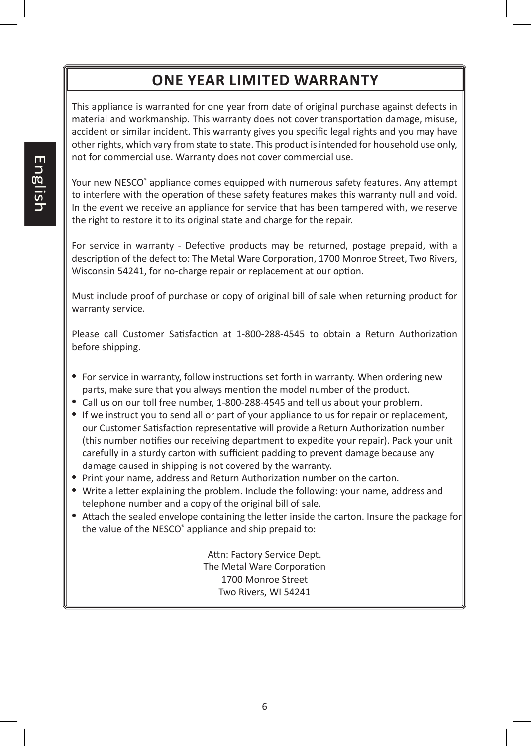# ONE YEAR LIMITED WARRANTY

This appliance is warranted for one year from date of original purchase against defects in material and workmanship. This warranty does not cover transportation damage, misuse, accident or similar incident. This warranty gives you specific legal rights and you may have other rights, which vary from state to state. This product is intended for household use only, not for commercial use. Warranty does not cover commercial use.

Your new NESCO® appliance comes equipped with numerous safety features. Any attempt to interfere with the operation of these safety features makes this warranty null and void. In the event we receive an appliance for service that has been tampered with, we reserve the right to restore it to its original state and charge for the repair.

For service in warranty - Defective products may be returned, postage prepaid, with a description of the defect to: The Metal Ware Corporation, 1700 Monroe Street, Two Rivers, Wisconsin 54241, for no-charge repair or replacement at our option.

Must include proof of purchase or copy of original bill of sale when returning product for warranty service.

Please call Customer Satisfaction at 1-800-288-4545 to obtain a Return Authorization before shipping.

- For service in warranty, follow instructions set forth in warranty. When ordering new parts, make sure that you always mention the model number of the product.
- Call us on our toll free number, 1-800-288-4545 and tell us about your problem.
- If we instruct you to send all or part of your appliance to us for repair or replacement, our Customer Satisfaction representative will provide a Return Authorization number (this number notifies our receiving department to expedite your repair). Pack your unit carefully in a sturdy carton with sufficient padding to prevent damage because any damage caused in shipping is not covered by the warranty.
- Print your name, address and Return Authorization number on the carton.
- Write a letter explaining the problem. Include the following: your name, address and telephone number and a copy of the original bill of sale.
- Attach the sealed envelope containing the letter inside the carton. Insure the package for the value of the NESCO® appliance and ship prepaid to:

Attn: Factory Service Dept.
The Metal Ware Corporation
1700 Monroe Street
Two Rivers, WI 54241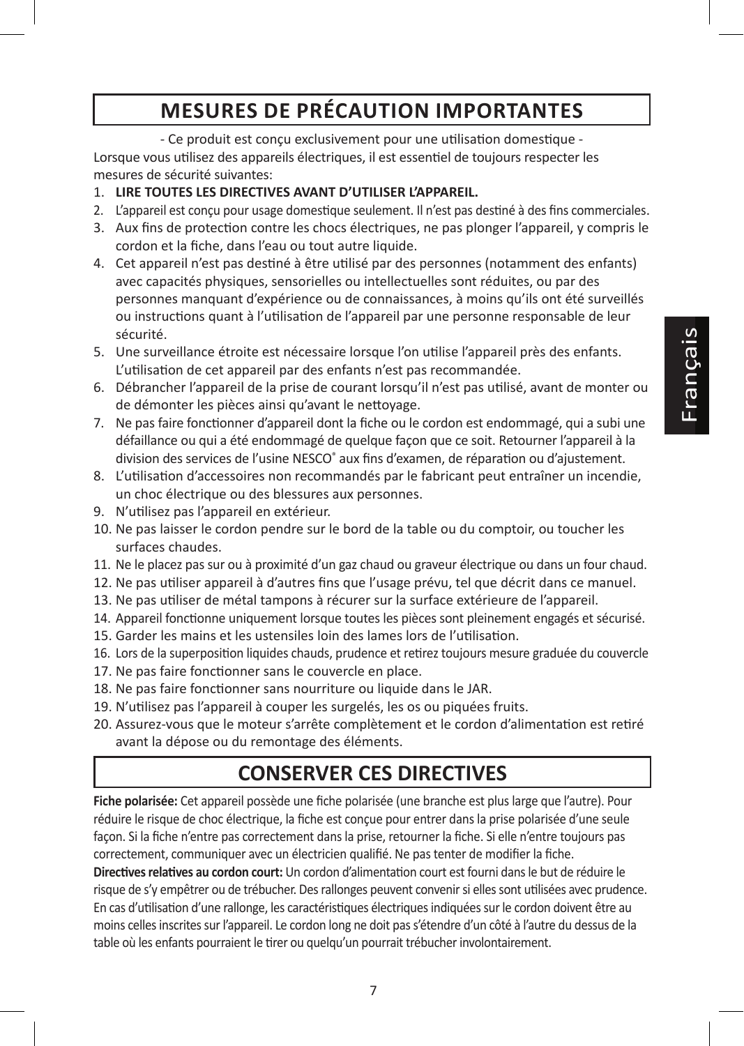# MESURES DE PRÉCAUTION IMPORTANTES

- Ce produit est conçu exclusivement pour une utilisation domestique -

Lorsque vous utilisez des appareils électriques, il est essentiel de toujours respecter les mesures de sécurité suivantes:

1. **LIRE TOUTES LES DIRECTIVES AVANT D'UTILISER L'APPAREIL.**
2. L'appareil est conçu pour usage domestique seulement. Il n'est pas destiné à des fins commerciales.
3. Aux fins de protection contre les chocs électriques, ne pas plonger l'appareil, y compris le cordon et la fiche, dans l'eau ou tout autre liquide.
4. Cet appareil n'est pas destiné à être utilisé par des personnes (notamment des enfants) avec capacités physiques, sensorielles ou intellectuelles sont réduites, ou par des personnes manquant d'expérience ou de connaissances, à moins qu'ils ont été surveillés ou instructions quant à l'utilisation de l'appareil par une personne responsable de leur sécurité.
5. Une surveillance étroite est nécessaire lorsque l'on utilise l'appareil près des enfants. L'utilisation de cet appareil par des enfants n'est pas recommandée.
6. Débrancher l'appareil de la prise de courant lorsqu'il n'est pas utilisé, avant de monter ou de démonter les pièces ainsi qu'avant le nettoyage.
7. Ne pas faire fonctionner d'appareil dont la fiche ou le cordon est endommagé, qui a subi une défaillance ou qui a été endommagé de quelque façon que ce soit. Retourner l'appareil à la division des services de l'usine NESCO® aux fins d'examen, de réparation ou d'ajustement.
8. L'utilisation d'accessoires non recommandés par le fabricant peut entraîner un incendie, un choc électrique ou des blessures aux personnes.
9. N'utilisez pas l'appareil en extérieur.
10. Ne pas laisser le cordon pendre sur le bord de la table ou du comptoir, ou toucher les surfaces chaudes.
11. Ne le placez pas sur ou à proximité d'un gaz chaud ou graveur électrique ou dans un four chaud.
12. Ne pas utiliser appareil à d'autres fins que l'usage prévu, tel que décrit dans ce manuel.
13. Ne pas utiliser de métal tampons à récurer sur la surface extérieure de l'appareil.
14. Appareil fonctionne uniquement lorsque toutes les pièces sont pleinement engagés et sécurisé.
15. Garder les mains et les ustensiles loin des lames lors de l'utilisation.
16. Lors de la superposition liquides chauds, prudence et retirez toujours mesure graduée du couvercle
17. Ne pas faire fonctionner sans le couvercle en place.
18. Ne pas faire fonctionner sans nourriture ou liquide dans le JAR.
19. N'utilisez pas l'appareil à couper les surgelés, les os ou piquées fruits.
20. Assurez-vous que le moteur s'arrête complètement et le cordon d'alimentation est retiré avant la dépose ou du remontage des éléments.

# CONSERVER CES DIRECTIVES

**Fiche polarisée:** Cet appareil possède une fiche polarisée (une branche est plus large que l'autre). Pour réduire le risque de choc électrique, la fiche est conçue pour entrer dans la prise polarisée d'une seule façon. Si la fiche n'entre pas correctement dans la prise, retourner la fiche. Si elle n'entre toujours pas correctement, communiquer avec un électricien qualifié. Ne pas tenter de modifier la fiche.

**Directives relatives au cordon court:** Un cordon d'alimentation court est fourni dans le but de réduire le risque de s'y empêtrer ou de trébucher. Des rallonges peuvent convenir si elles sont utilisées avec prudence. En cas d'utilisation d'une rallonge, les caractéristiques électriques indiquées sur le cordon doivent être au moins celles inscrites sur l'appareil. Le cordon long ne doit pas s'étendre d'un côté à l'autre du dessus de la table où les enfants pourraient le tirer ou quelqu'un pourrait trébucher involontairement.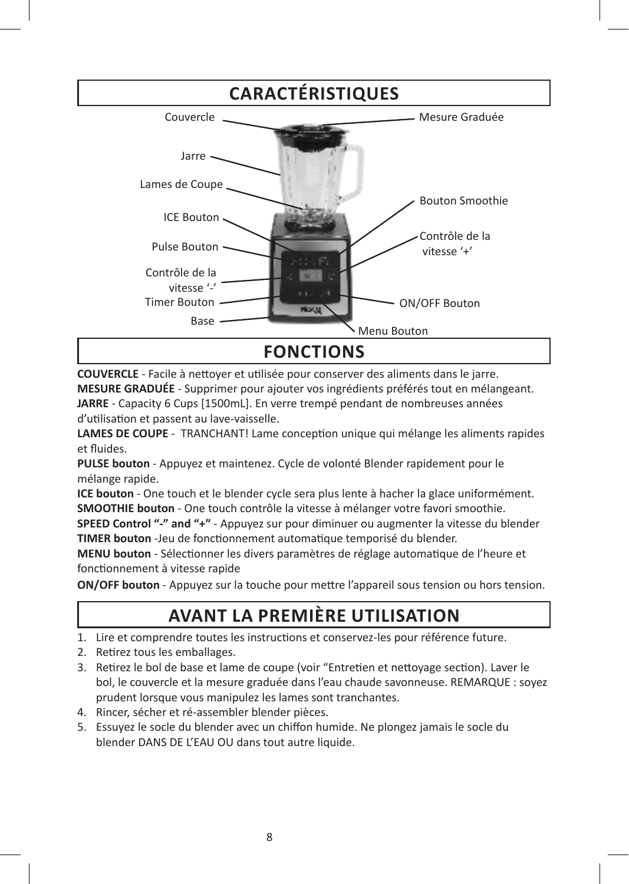## CARACTÉRISTIQUES

Couvercle
Mesure Graduée
Jarre
Lames de Coupe
Bouton Smoothie
ICE Bouton
Contrôle de la vitesse '+'
Pulse Bouton
Contrôle de la vitesse '-'
Timer Bouton
ON/OFF Bouton
Base
Menu Bouton

## FONCTIONS

**COUVERCLE** - Facile à nettoyer et utilisée pour conserver des aliments dans le jarre.
**MESURE GRADUÉE** - Supprimer pour ajouter vos ingrédients préférés tout en mélangeant.
**JARRE** - Capacity 6 Cups [1500mL]. En verre trempé pendant de nombreuses années d'utilisation et passent au lave-vaisselle.
**LAMES DE COUPE** - TRANCHANT! Lame conception unique qui mélange les aliments rapides et fluides.
**PULSE bouton** - Appuyez et maintenez. Cycle de volonté Blender rapidement pour le mélange rapide.
**ICE bouton** - One touch et le blender cycle sera plus lente à hacher la glace uniformément.
**SMOOTHIE bouton** - One touch contrôle la vitesse à mélanger votre favori smoothie.
**SPEED Control "-" and "+"** - Appuyez sur pour diminuer ou augmenter la vitesse du blender
**TIMER bouton** -Jeu de fonctionnement automatique temporisé du blender.
**MENU bouton** - Sélectionner les divers paramètres de réglage automatique de l'heure et fonctionnement à vitesse rapide
**ON/OFF bouton** - Appuyez sur la touche pour mettre l'appareil sous tension ou hors tension.

## AVANT LA PREMIÈRE UTILISATION

1. Lire et comprendre toutes les instructions et conservez-les pour référence future.
2. Retirez tous les emballages.
3. Retirez le bol de base et lame de coupe (voir "Entretien et nettoyage section). Laver le bol, le couvercle et la mesure graduée dans l'eau chaude savonneuse. REMARQUE : soyez prudent lorsque vous manipulez les lames sont tranchantes.
4. Rincer, sécher et ré-assembler blender pièces.
5. Essuyez le socle du blender avec un chiffon humide. Ne plongez jamais le socle du blender DANS DE L'EAU OU dans tout autre liquide.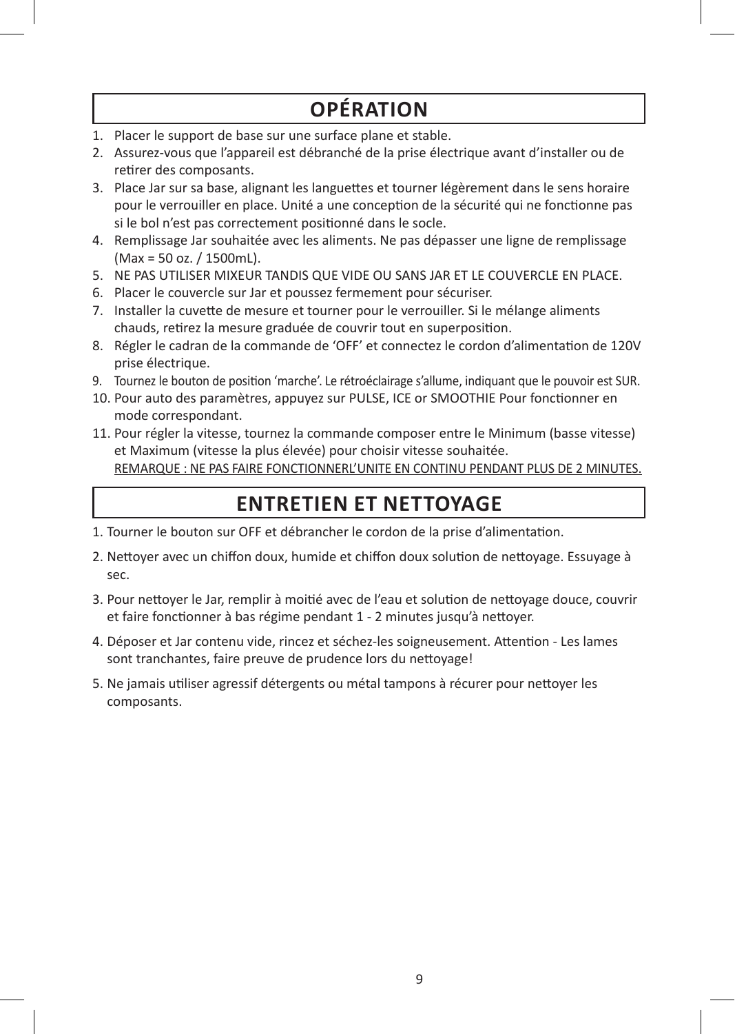## OPÉRATION

1. Placer le support de base sur une surface plane et stable.
2. Assurez-vous que l'appareil est débranché de la prise électrique avant d'installer ou de retirer des composants.
3. Place Jar sur sa base, alignant les languettes et tourner légèrement dans le sens horaire pour le verrouiller en place. Unité a une conception de la sécurité qui ne fonctionne pas si le bol n'est pas correctement positionné dans le socle.
4. Remplissage Jar souhaitée avec les aliments. Ne pas dépasser une ligne de remplissage (Max = 50 oz. / 1500mL).
5. NE PAS UTILISER MIXEUR TANDIS QUE VIDE OU SANS JAR ET LE COUVERCLE EN PLACE.
6. Placer le couvercle sur Jar et poussez fermement pour sécuriser.
7. Installer la cuvette de mesure et tourner pour le verrouiller. Si le mélange aliments chauds, retirez la mesure graduée de couvrir tout en superposition.
8. Régler le cadran de la commande de 'OFF' et connectez le cordon d'alimentation de 120V prise électrique.
9. Tournez le bouton de position 'marche'. Le rétroéclairage s'allume, indiquant que le pouvoir est SUR.
10. Pour auto des paramètres, appuyez sur PULSE, ICE or SMOOTHIE Pour fonctionner en mode correspondant.
11. Pour régler la vitesse, tournez la commande composer entre le Minimum (basse vitesse) et Maximum (vitesse la plus élevée) pour choisir vitesse souhaitée.
    <u>REMARQUE : NE PAS FAIRE FONCTIONNERL'UNITE EN CONTINU PENDANT PLUS DE 2 MINUTES.</u>

## ENTRETIEN ET NETTOYAGE

1. Tourner le bouton sur OFF et débrancher le cordon de la prise d'alimentation.
2. Nettoyer avec un chiffon doux, humide et chiffon doux solution de nettoyage. Essuyage à sec.
3. Pour nettoyer le Jar, remplir à moitié avec de l'eau et solution de nettoyage douce, couvrir et faire fonctionner à bas régime pendant 1 - 2 minutes jusqu'à nettoyer.
4. Déposer et Jar contenu vide, rincez et séchez-les soigneusement. Attention - Les lames sont tranchantes, faire preuve de prudence lors du nettoyage!
5. Ne jamais utiliser agressif détergents ou métal tampons à récurer pour nettoyer les composants.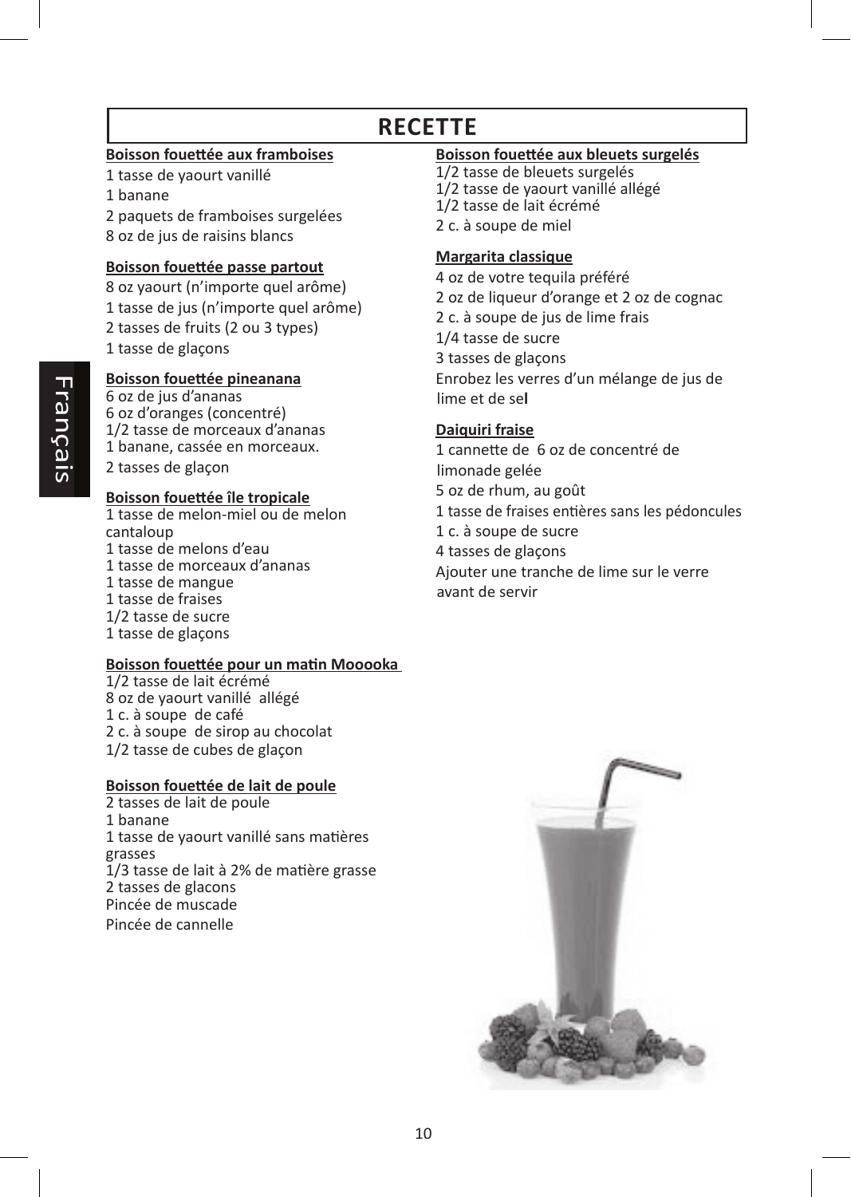# RECETTE

**Boisson fouettée aux framboises**

1 tasse de yaourt vanillé
1 banane
2 paquets de framboises surgelées
8 oz de jus de raisins blancs

**Boisson fouettée passe partout**

8 oz yaourt (n'importe quel arôme)
1 tasse de jus (n'importe quel arôme)
2 tasses de fruits (2 ou 3 types)
1 tasse de glaçons

**Boisson fouettée pineanana**

6 oz de jus d'ananas
6 oz d'oranges (concentré)
1/2 tasse de morceaux d'ananas
1 banane, cassée en morceaux.
2 tasses de glaçon

**Boisson fouettée île tropicale**

1 tasse de melon-miel ou de melon cantaloup
1 tasse de melons d'eau
1 tasse de morceaux d'ananas
1 tasse de mangue
1 tasse de fraises
1/2 tasse de sucre
1 tasse de glaçons

**Boisson fouettée pour un matin Mooooka**

1/2 tasse de lait écrémé
8 oz de yaourt vanillé allégé
1 c. à soupe de café
2 c. à soupe de sirop au chocolat
1/2 tasse de cubes de glaçon

**Boisson fouettée de lait de poule**

2 tasses de lait de poule
1 banane
1 tasse de yaourt vanillé sans matières grasses
1/3 tasse de lait à 2% de matière grasse
2 tasses de glacons
Pincée de muscade
Pincée de cannelle

**Boisson fouettée aux bleuets surgelés**

1/2 tasse de bleuets surgelés
1/2 tasse de yaourt vanillé allégé
1/2 tasse de lait écrémé
2 c. à soupe de miel

**Margarita classique**

4 oz de votre tequila préféré
2 oz de liqueur d'orange et 2 oz de cognac
2 c. à soupe de jus de lime frais
1/4 tasse de sucre
3 tasses de glaçons
Enrobez les verres d'un mélange de jus de lime et de sel

**Daiquiri fraise**

1 cannette de 6 oz de concentré de limonade gelée
5 oz de rhum, au goût
1 tasse de fraises entières sans les pédoncules
1 c. à soupe de sucre
4 tasses de glaçons
Ajouter une tranche de lime sur le verre avant de servir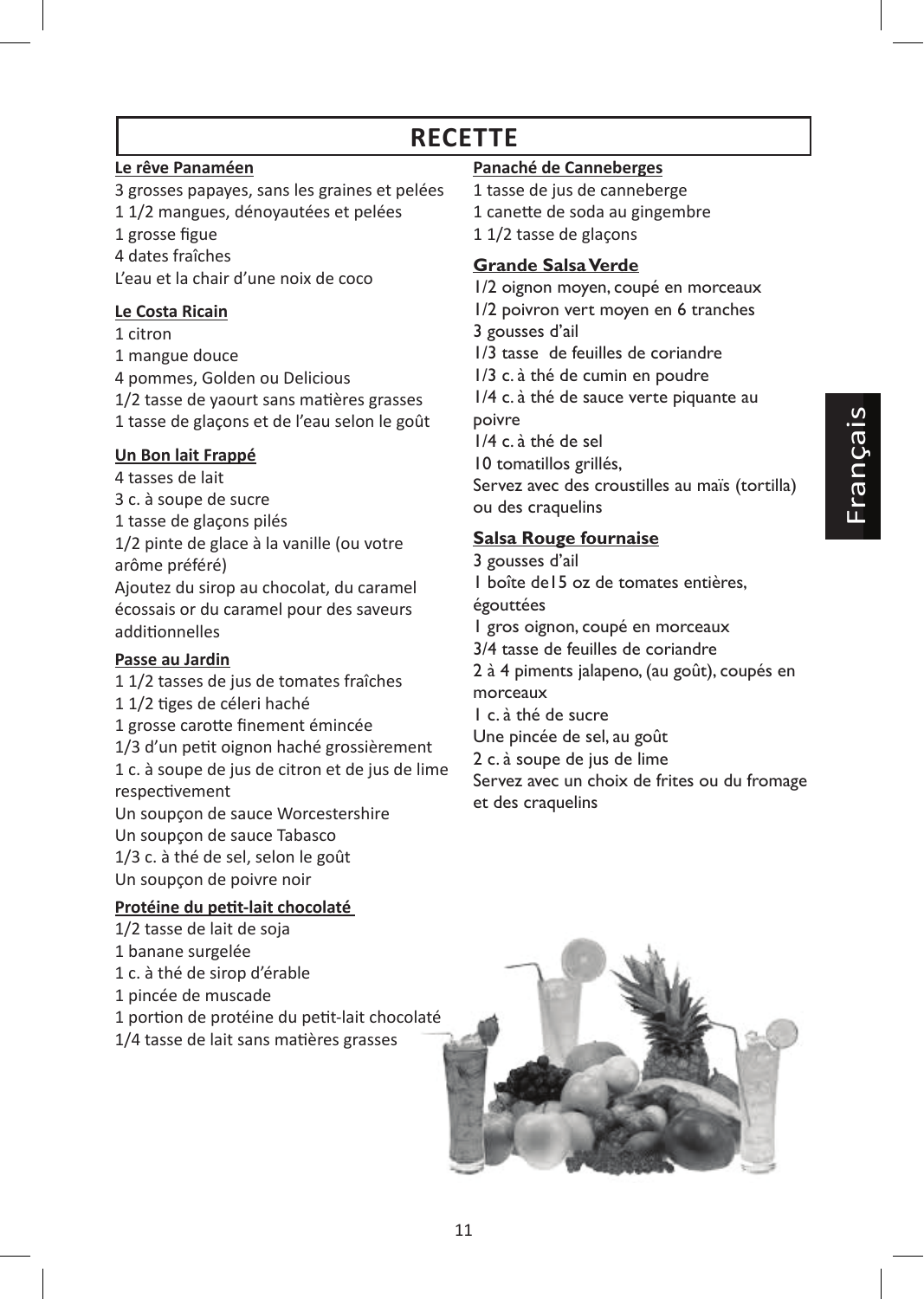# RECETTE

**Le rêve Panaméen**

3 grosses papayes, sans les graines et pelées
1 1/2 mangues, dénoyautées et pelées
1 grosse figue
4 dates fraîches
L'eau et la chair d'une noix de coco

**Le Costa Ricain**

1 citron
1 mangue douce
4 pommes, Golden ou Delicious
1/2 tasse de yaourt sans matières grasses
1 tasse de glaçons et de l'eau selon le goût

**Un Bon lait Frappé**

4 tasses de lait
3 c. à soupe de sucre
1 tasse de glaçons pilés
1/2 pinte de glace à la vanille (ou votre arôme préféré)
Ajoutez du sirop au chocolat, du caramel écossais or du caramel pour des saveurs additionnelles

**Passe au Jardin**

1 1/2 tasses de jus de tomates fraîches
1 1/2 tiges de céleri haché
1 grosse carotte finement émincée
1/3 d'un petit oignon haché grossièrement
1 c. à soupe de jus de citron et de jus de lime respectivement
Un soupçon de sauce Worcestershire
Un soupçon de sauce Tabasco
1/3 c. à thé de sel, selon le goût
Un soupçon de poivre noir

**Protéine du petit-lait chocolaté**

1/2 tasse de lait de soja
1 banane surgelée
1 c. à thé de sirop d'érable
1 pincée de muscade
1 portion de protéine du petit-lait chocolaté
1/4 tasse de lait sans matières grasses

**Panaché de Canneberges**

1 tasse de jus de canneberge
1 canette de soda au gingembre
1 1/2 tasse de glaçons

**Grande Salsa Verde**

1/2 oignon moyen, coupé en morceaux
1/2 poivron vert moyen en 6 tranches
3 gousses d'ail
1/3 tasse de feuilles de coriandre
1/3 c. à thé de cumin en poudre
1/4 c. à thé de sauce verte piquante au poivre
1/4 c. à thé de sel
10 tomatillos grillés,
Servez avec des croustilles au maïs (tortilla) ou des craquelins

**Salsa Rouge fournaise**

3 gousses d'ail
1 boîte de15 oz de tomates entières, égouttées
1 gros oignon, coupé en morceaux
3/4 tasse de feuilles de coriandre
2 à 4 piments jalapeno, (au goût), coupés en morceaux
1 c. à thé de sucre
Une pincée de sel, au goût
2 c. à soupe de jus de lime
Servez avec un choix de frites ou du fromage et des craquelins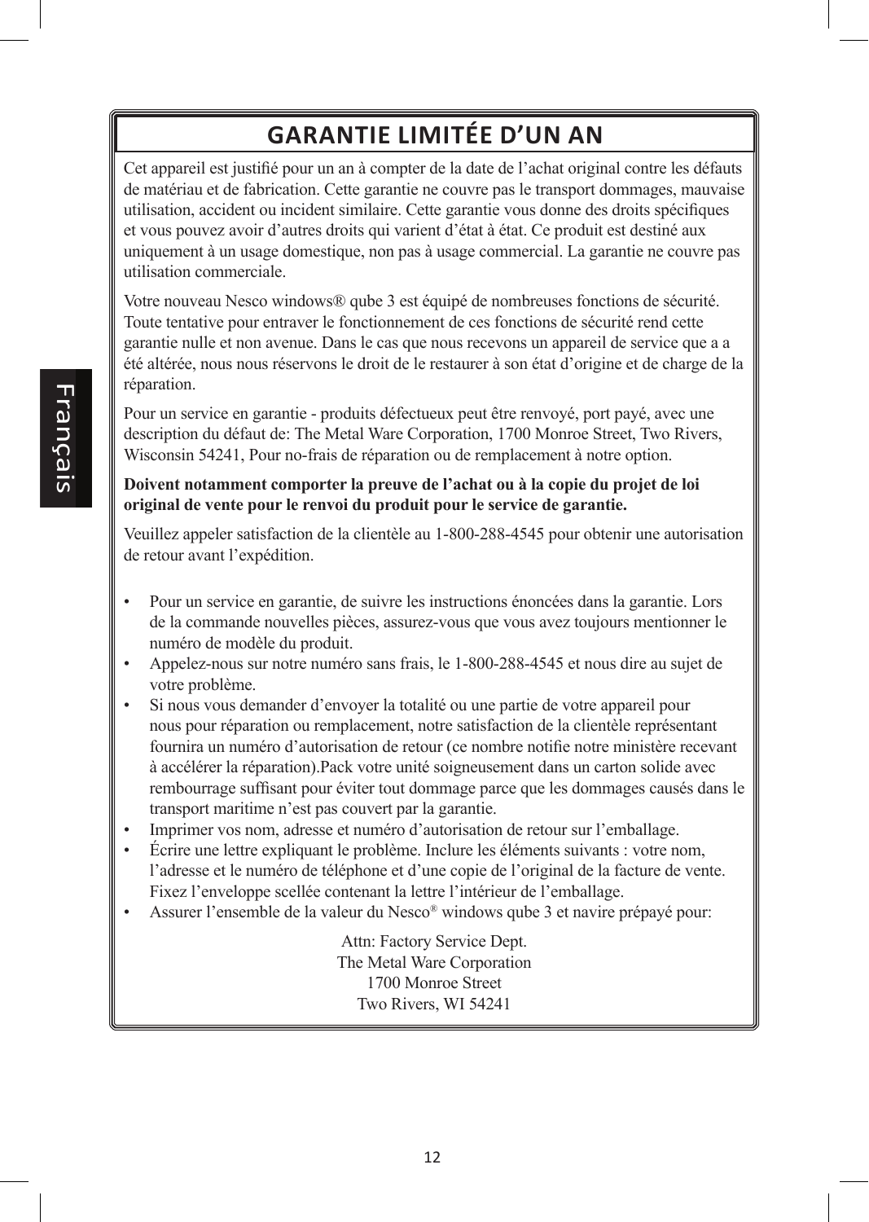# GARANTIE LIMITÉE D'UN AN

Cet appareil est justifié pour un an à compter de la date de l'achat original contre les défauts de matériau et de fabrication. Cette garantie ne couvre pas le transport dommages, mauvaise utilisation, accident ou incident similaire. Cette garantie vous donne des droits spécifiques et vous pouvez avoir d'autres droits qui varient d'état à état. Ce produit est destiné aux uniquement à un usage domestique, non pas à usage commercial. La garantie ne couvre pas utilisation commerciale.

Votre nouveau Nesco windows® qube 3 est équipé de nombreuses fonctions de sécurité. Toute tentative pour entraver le fonctionnement de ces fonctions de sécurité rend cette garantie nulle et non avenue. Dans le cas que nous recevons un appareil de service que a a été altérée, nous nous réservons le droit de le restaurer à son état d'origine et de charge de la réparation.

Pour un service en garantie - produits défectueux peut être renvoyé, port payé, avec une description du défaut de: The Metal Ware Corporation, 1700 Monroe Street, Two Rivers, Wisconsin 54241, Pour no-frais de réparation ou de remplacement à notre option.

**Doivent notamment comporter la preuve de l'achat ou à la copie du projet de loi original de vente pour le renvoi du produit pour le service de garantie.**

Veuillez appeler satisfaction de la clientèle au 1-800-288-4545 pour obtenir une autorisation de retour avant l'expédition.

- Pour un service en garantie, de suivre les instructions énoncées dans la garantie. Lors de la commande nouvelles pièces, assurez-vous que vous avez toujours mentionner le numéro de modèle du produit.
- Appelez-nous sur notre numéro sans frais, le 1-800-288-4545 et nous dire au sujet de votre problème.
- Si nous vous demander d'envoyer la totalité ou une partie de votre appareil pour nous pour réparation ou remplacement, notre satisfaction de la clientèle représentant fournira un numéro d'autorisation de retour (ce nombre notifie notre ministère recevant à accélérer la réparation).Pack votre unité soigneusement dans un carton solide avec rembourrage suffisant pour éviter tout dommage parce que les dommages causés dans le transport maritime n'est pas couvert par la garantie.
- Imprimer vos nom, adresse et numéro d'autorisation de retour sur l'emballage.
- Écrire une lettre expliquant le problème. Inclure les éléments suivants : votre nom, l'adresse et le numéro de téléphone et d'une copie de l'original de la facture de vente. Fixez l'enveloppe scellée contenant la lettre l'intérieur de l'emballage.
- Assurer l'ensemble de la valeur du Nesco® windows qube 3 et navire prépayé pour:

Attn: Factory Service Dept.
The Metal Ware Corporation
1700 Monroe Street
Two Rivers, WI 54241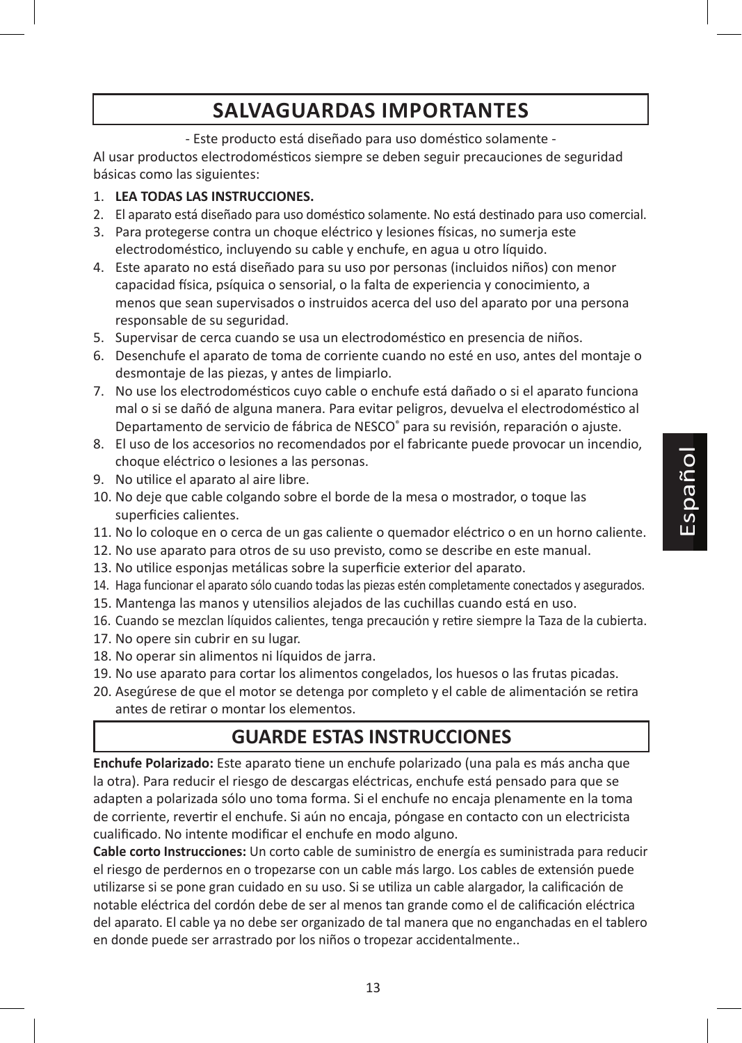# SALVAGUARDAS IMPORTANTES

- Este producto está diseñado para uso doméstico solamente -

Al usar productos electrodomésticos siempre se deben seguir precauciones de seguridad básicas como las siguientes:

1. **LEA TODAS LAS INSTRUCCIONES.**
2. El aparato está diseñado para uso doméstico solamente. No está destinado para uso comercial.
3. Para protegerse contra un choque eléctrico y lesiones físicas, no sumerja este electrodoméstico, incluyendo su cable y enchufe, en agua u otro líquido.
4. Este aparato no está diseñado para su uso por personas (incluidos niños) con menor capacidad física, psíquica o sensorial, o la falta de experiencia y conocimiento, a menos que sean supervisados o instruidos acerca del uso del aparato por una persona responsable de su seguridad.
5. Supervisar de cerca cuando se usa un electrodoméstico en presencia de niños.
6. Desenchufe el aparato de toma de corriente cuando no esté en uso, antes del montaje o desmontaje de las piezas, y antes de limpiarlo.
7. No use los electrodomésticos cuyo cable o enchufe está dañado o si el aparato funciona mal o si se dañó de alguna manera. Para evitar peligros, devuelva el electrodoméstico al Departamento de servicio de fábrica de NESCO® para su revisión, reparación o ajuste.
8. El uso de los accesorios no recomendados por el fabricante puede provocar un incendio, choque eléctrico o lesiones a las personas.
9. No utilice el aparato al aire libre.
10. No deje que cable colgando sobre el borde de la mesa o mostrador, o toque las superficies calientes.
11. No lo coloque en o cerca de un gas caliente o quemador eléctrico o en un horno caliente.
12. No use aparato para otros de su uso previsto, como se describe en este manual.
13. No utilice esponjas metálicas sobre la superficie exterior del aparato.
14. Haga funcionar el aparato sólo cuando todas las piezas estén completamente conectados y asegurados.
15. Mantenga las manos y utensilios alejados de las cuchillas cuando está en uso.
16. Cuando se mezclan líquidos calientes, tenga precaución y retire siempre la Taza de la cubierta.
17. No opere sin cubrir en su lugar.
18. No operar sin alimentos ni líquidos de jarra.
19. No use aparato para cortar los alimentos congelados, los huesos o las frutas picadas.
20. Asegúrese de que el motor se detenga por completo y el cable de alimentación se retira antes de retirar o montar los elementos.

# GUARDE ESTAS INSTRUCCIONES

**Enchufe Polarizado:** Este aparato tiene un enchufe polarizado (una pala es más ancha que la otra). Para reducir el riesgo de descargas eléctricas, enchufe está pensado para que se adapten a polarizada sólo uno toma forma. Si el enchufe no encaja plenamente en la toma de corriente, revertir el enchufe. Si aún no encaja, póngase en contacto con un electricista cualificado. No intente modificar el enchufe en modo alguno.

**Cable corto Instrucciones:** Un corto cable de suministro de energía es suministrada para reducir el riesgo de perdernos en o tropezarse con un cable más largo. Los cables de extensión puede utilizarse si se pone gran cuidado en su uso. Si se utiliza un cable alargador, la calificación de notable eléctrica del cordón debe de ser al menos tan grande como el de calificación eléctrica del aparato. El cable ya no debe ser organizado de tal manera que no enganchadas en el tablero en donde puede ser arrastrado por los niños o tropezar accidentalmente..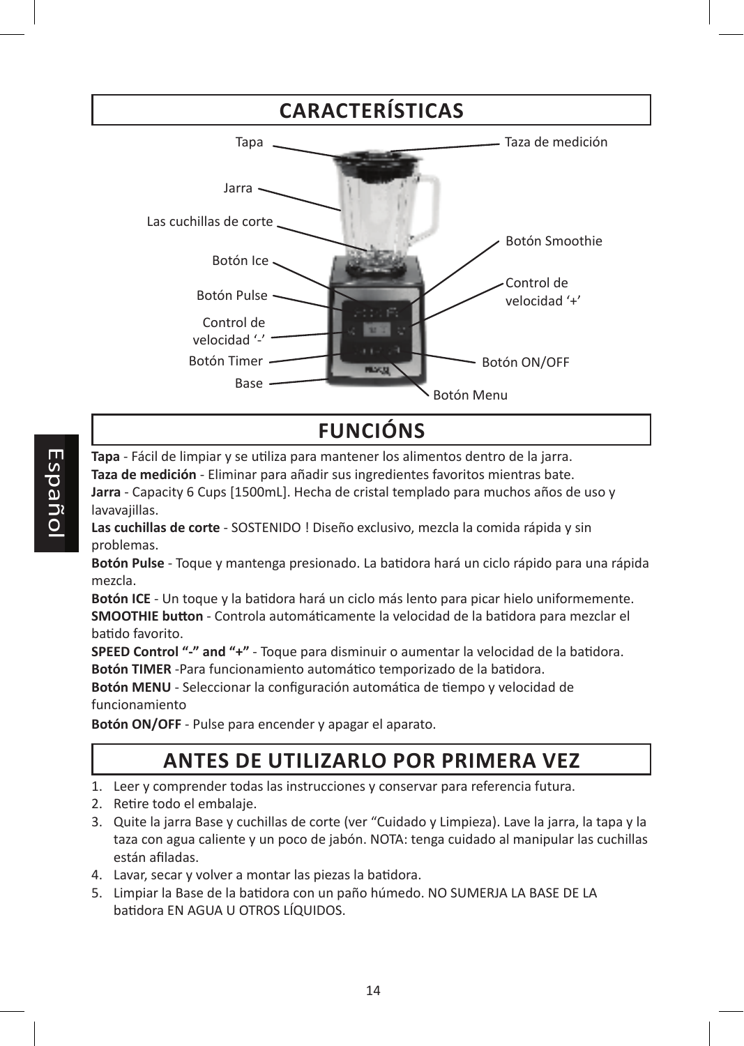## CARACTERÍSTICAS

Tapa
Taza de medición
Jarra
Las cuchillas de corte
Botón Smoothie
Botón Ice
Control de velocidad '+'
Botón Pulse
Control de velocidad '-'
Botón Timer
Botón ON/OFF
Base
Botón Menu

## FUNCIÓNS

**Tapa** - Fácil de limpiar y se utiliza para mantener los alimentos dentro de la jarra.
**Taza de medición** - Eliminar para añadir sus ingredientes favoritos mientras bate.
**Jarra** - Capacity 6 Cups [1500mL]. Hecha de cristal templado para muchos años de uso y lavavajillas.
**Las cuchillas de corte** - SOSTENIDO ! Diseño exclusivo, mezcla la comida rápida y sin problemas.
**Botón Pulse** - Toque y mantenga presionado. La batidora hará un ciclo rápido para una rápida mezcla.
**Botón ICE** - Un toque y la batidora hará un ciclo más lento para picar hielo uniformemente.
**SMOOTHIE button** - Controla automáticamente la velocidad de la batidora para mezclar el batido favorito.
**SPEED Control "-" and "+"** - Toque para disminuir o aumentar la velocidad de la batidora.
**Botón TIMER** -Para funcionamiento automático temporizado de la batidora.
**Botón MENU** - Seleccionar la configuración automática de tiempo y velocidad de funcionamiento
**Botón ON/OFF** - Pulse para encender y apagar el aparato.

## ANTES DE UTILIZARLO POR PRIMERA VEZ

1. Leer y comprender todas las instrucciones y conservar para referencia futura.
2. Retire todo el embalaje.
3. Quite la jarra Base y cuchillas de corte (ver "Cuidado y Limpieza). Lave la jarra, la tapa y la taza con agua caliente y un poco de jabón. NOTA: tenga cuidado al manipular las cuchillas están afiladas.
4. Lavar, secar y volver a montar las piezas la batidora.
5. Limpiar la Base de la batidora con un paño húmedo. NO SUMERJA LA BASE DE LA batidora EN AGUA U OTROS LÍQUIDOS.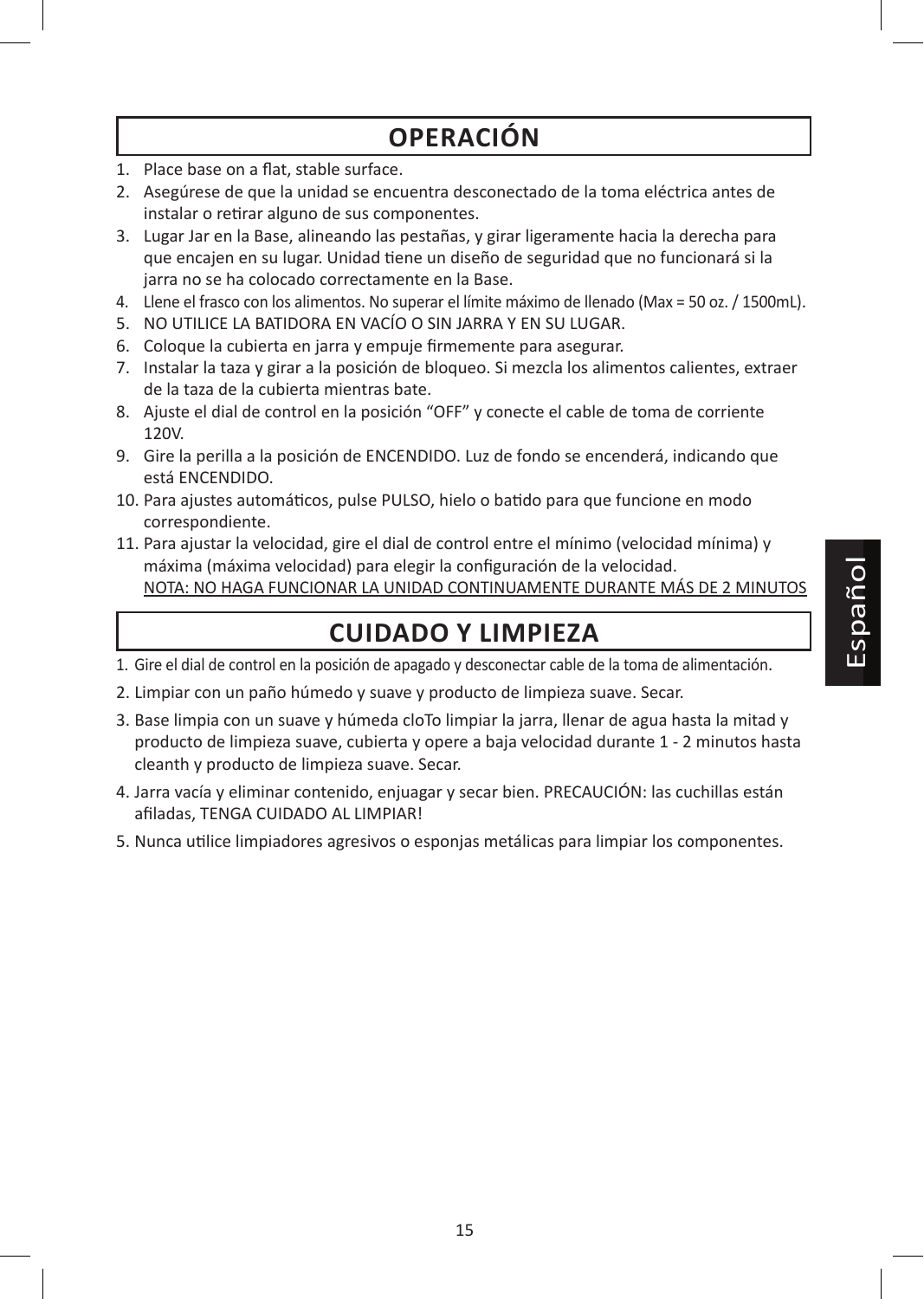## OPERACIÓN

1. Place base on a flat, stable surface.
2. Asegúrese de que la unidad se encuentra desconectado de la toma eléctrica antes de instalar o retirar alguno de sus componentes.
3. Lugar Jar en la Base, alineando las pestañas, y girar ligeramente hacia la derecha para que encajen en su lugar. Unidad tiene un diseño de seguridad que no funcionará si la jarra no se ha colocado correctamente en la Base.
4. Llene el frasco con los alimentos. No superar el límite máximo de llenado (Max = 50 oz. / 1500mL).
5. NO UTILICE LA BATIDORA EN VACÍO O SIN JARRA Y EN SU LUGAR.
6. Coloque la cubierta en jarra y empuje firmemente para asegurar.
7. Instalar la taza y girar a la posición de bloqueo. Si mezcla los alimentos calientes, extraer de la taza de la cubierta mientras bate.
8. Ajuste el dial de control en la posición "OFF" y conecte el cable de toma de corriente 120V.
9. Gire la perilla a la posición de ENCENDIDO. Luz de fondo se encenderá, indicando que está ENCENDIDO.
10. Para ajustes automáticos, pulse PULSO, hielo o batido para que funcione en modo correspondiente.
11. Para ajustar la velocidad, gire el dial de control entre el mínimo (velocidad mínima) y máxima (máxima velocidad) para elegir la configuración de la velocidad.
    NOTA: NO HAGA FUNCIONAR LA UNIDAD CONTINUAMENTE DURANTE MÁS DE 2 MINUTOS

## CUIDADO Y LIMPIEZA

1. Gire el dial de control en la posición de apagado y desconectar cable de la toma de alimentación.
2. Limpiar con un paño húmedo y suave y producto de limpieza suave. Secar.
3. Base limpia con un suave y húmeda cloTo limpiar la jarra, llenar de agua hasta la mitad y producto de limpieza suave, cubierta y opere a baja velocidad durante 1 - 2 minutos hasta cleanth y producto de limpieza suave. Secar.
4. Jarra vacía y eliminar contenido, enjuagar y secar bien. PRECAUCIÓN: las cuchillas están afiladas, TENGA CUIDADO AL LIMPIAR!
5. Nunca utilice limpiadores agresivos o esponjas metálicas para limpiar los componentes.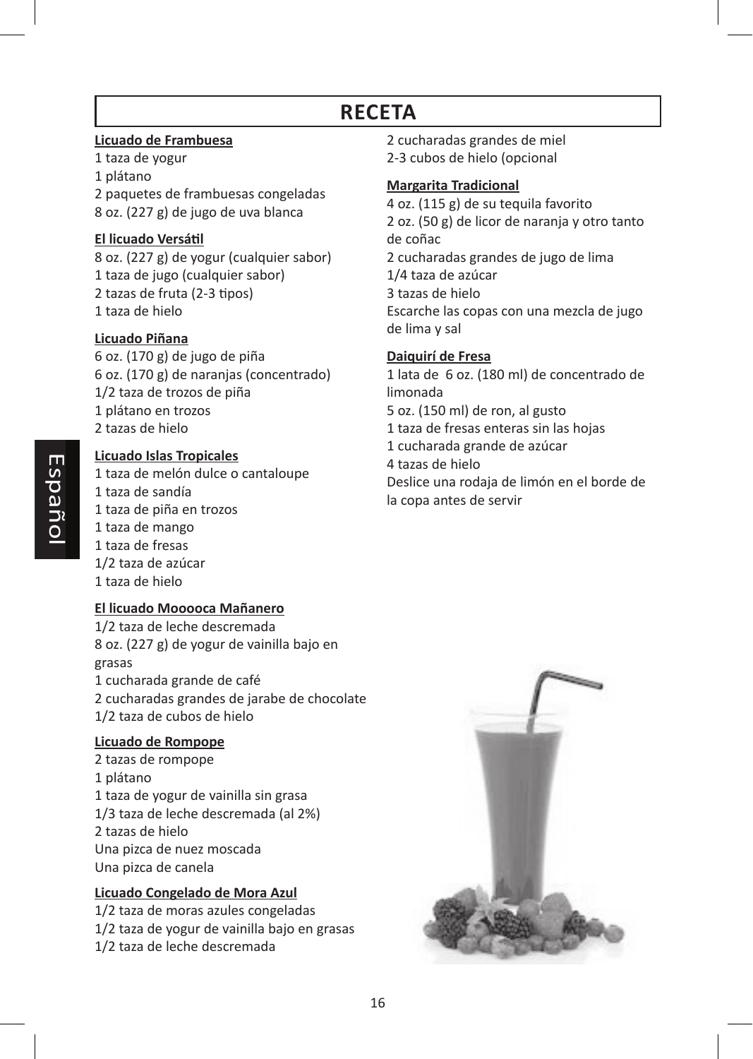# RECETA

**Licuado de Frambuesa**

1 taza de yogur
1 plátano
2 paquetes de frambuesas congeladas
8 oz. (227 g) de jugo de uva blanca

**El licuado Versátil**

8 oz. (227 g) de yogur (cualquier sabor)
1 taza de jugo (cualquier sabor)
2 tazas de fruta (2-3 tipos)
1 taza de hielo

**Licuado Piñana**

6 oz. (170 g) de jugo de piña
6 oz. (170 g) de naranjas (concentrado)
1/2 taza de trozos de piña
1 plátano en trozos
2 tazas de hielo

**Licuado Islas Tropicales**

1 taza de melón dulce o cantaloupe
1 taza de sandía
1 taza de piña en trozos
1 taza de mango
1 taza de fresas
1/2 taza de azúcar
1 taza de hielo

**El licuado Mooooca Mañanero**

1/2 taza de leche descremada
8 oz. (227 g) de yogur de vainilla bajo en grasas
1 cucharada grande de café
2 cucharadas grandes de jarabe de chocolate
1/2 taza de cubos de hielo

**Licuado de Rompope**

2 tazas de rompope
1 plátano
1 taza de yogur de vainilla sin grasa
1/3 taza de leche descremada (al 2%)
2 tazas de hielo
Una pizca de nuez moscada
Una pizca de canela

**Licuado Congelado de Mora Azul**

1/2 taza de moras azules congeladas
1/2 taza de yogur de vainilla bajo en grasas
1/2 taza de leche descremada
2 cucharadas grandes de miel
2-3 cubos de hielo (opcional

**Margarita Tradicional**

4 oz. (115 g) de su tequila favorito
2 oz. (50 g) de licor de naranja y otro tanto de coñac
2 cucharadas grandes de jugo de lima
1/4 taza de azúcar
3 tazas de hielo
Escarche las copas con una mezcla de jugo de lima y sal

**Daiquirí de Fresa**

1 lata de 6 oz. (180 ml) de concentrado de limonada
5 oz. (150 ml) de ron, al gusto
1 taza de fresas enteras sin las hojas
1 cucharada grande de azúcar
4 tazas de hielo
Deslice una rodaja de limón en el borde de la copa antes de servir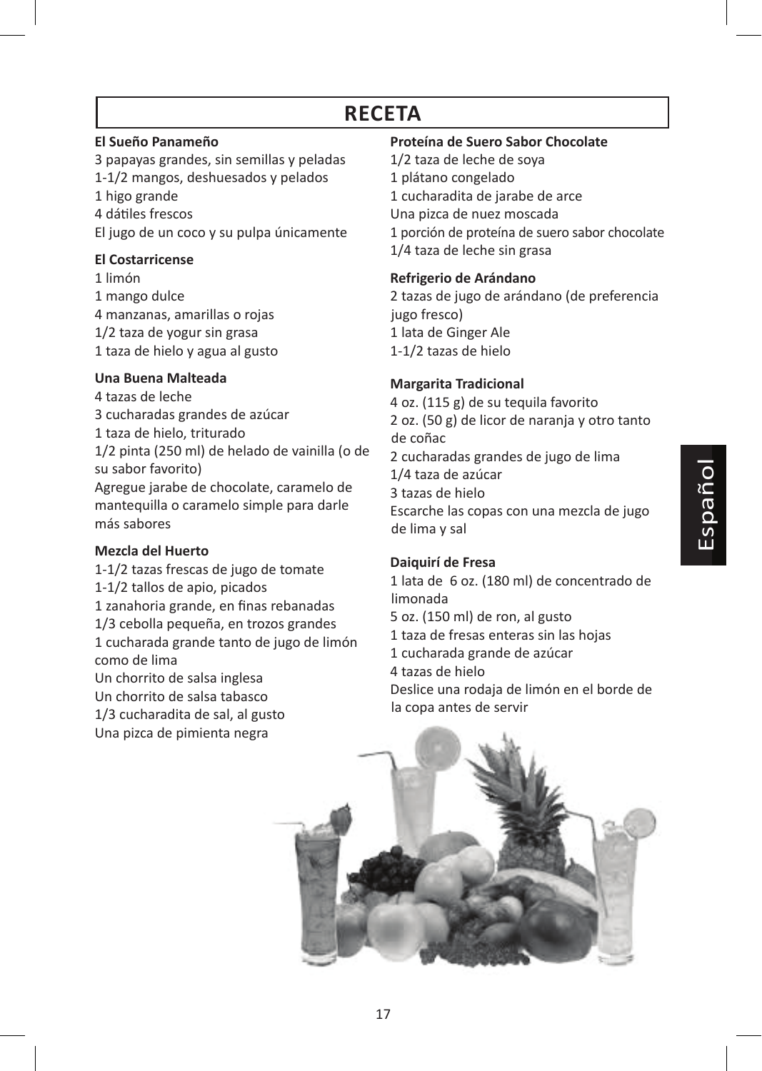# RECETA

**El Sueño Panameño**
3 papayas grandes, sin semillas y peladas
1-1/2 mangos, deshuesados y pelados
1 higo grande
4 dátiles frescos
El jugo de un coco y su pulpa únicamente

**El Costarricense**
1 limón
1 mango dulce
4 manzanas, amarillas o rojas
1/2 taza de yogur sin grasa
1 taza de hielo y agua al gusto

**Una Buena Malteada**
4 tazas de leche
3 cucharadas grandes de azúcar
1 taza de hielo, triturado
1/2 pinta (250 ml) de helado de vainilla (o de su sabor favorito)
Agregue jarabe de chocolate, caramelo de mantequilla o caramelo simple para darle más sabores

**Mezcla del Huerto**
1-1/2 tazas frescas de jugo de tomate
1-1/2 tallos de apio, picados
1 zanahoria grande, en finas rebanadas
1/3 cebolla pequeña, en trozos grandes
1 cucharada grande tanto de jugo de limón como de lima
Un chorrito de salsa inglesa
Un chorrito de salsa tabasco
1/3 cucharadita de sal, al gusto
Una pizca de pimienta negra

**Proteína de Suero Sabor Chocolate**
1/2 taza de leche de soya
1 plátano congelado
1 cucharadita de jarabe de arce
Una pizca de nuez moscada
1 porción de proteína de suero sabor chocolate
1/4 taza de leche sin grasa

**Refrigerio de Arándano**
2 tazas de jugo de arándano (de preferencia jugo fresco)
1 lata de Ginger Ale
1-1/2 tazas de hielo

**Margarita Tradicional**
4 oz. (115 g) de su tequila favorito
2 oz. (50 g) de licor de naranja y otro tanto de coñac
2 cucharadas grandes de jugo de lima
1/4 taza de azúcar
3 tazas de hielo
Escarche las copas con una mezcla de jugo de lima y sal

**Daiquirí de Fresa**
1 lata de 6 oz. (180 ml) de concentrado de limonada
5 oz. (150 ml) de ron, al gusto
1 taza de fresas enteras sin las hojas
1 cucharada grande de azúcar
4 tazas de hielo
Deslice una rodaja de limón en el borde de la copa antes de servir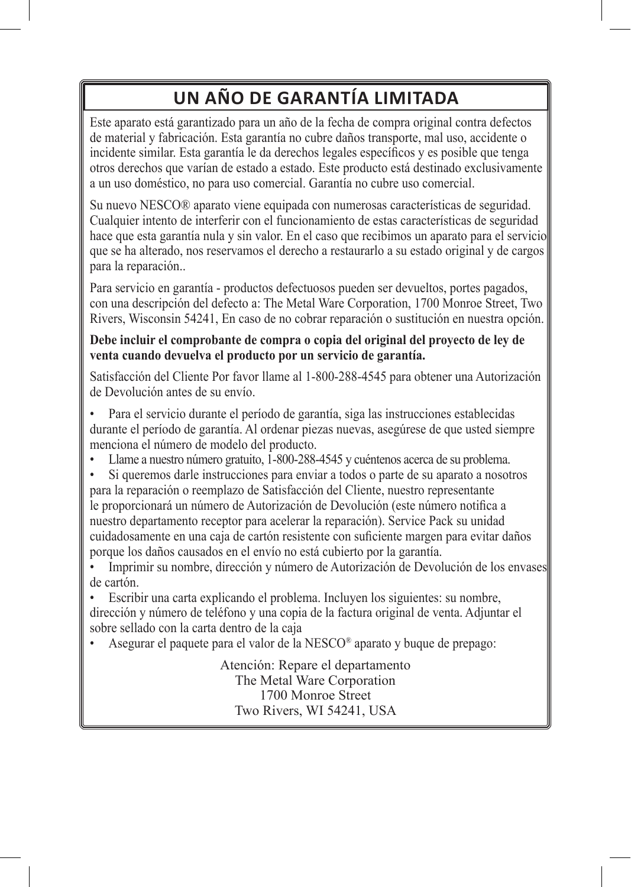## UN AÑO DE GARANTÍA LIMITADA

Este aparato está garantizado para un año de la fecha de compra original contra defectos de material y fabricación. Esta garantía no cubre daños transporte, mal uso, accidente o incidente similar. Esta garantía le da derechos legales específicos y es posible que tenga otros derechos que varían de estado a estado. Este producto está destinado exclusivamente a un uso doméstico, no para uso comercial. Garantía no cubre uso comercial.

Su nuevo NESCO® aparato viene equipada con numerosas características de seguridad. Cualquier intento de interferir con el funcionamiento de estas características de seguridad hace que esta garantía nula y sin valor. En el caso que recibimos un aparato para el servicio que se ha alterado, nos reservamos el derecho a restaurarlo a su estado original y de cargos para la reparación..

Para servicio en garantía - productos defectuosos pueden ser devueltos, portes pagados, con una descripción del defecto a: The Metal Ware Corporation, 1700 Monroe Street, Two Rivers, Wisconsin 54241, En caso de no cobrar reparación o sustitución en nuestra opción.

**Debe incluir el comprobante de compra o copia del original del proyecto de ley de venta cuando devuelva el producto por un servicio de garantía.**

Satisfacción del Cliente Por favor llame al 1-800-288-4545 para obtener una Autorización de Devolución antes de su envío.

- Para el servicio durante el período de garantía, siga las instrucciones establecidas durante el período de garantía. Al ordenar piezas nuevas, asegúrese de que usted siempre menciona el número de modelo del producto.
- Llame a nuestro número gratuito, 1-800-288-4545 y cuéntenos acerca de su problema.
- Si queremos darle instrucciones para enviar a todos o parte de su aparato a nosotros para la reparación o reemplazo de Satisfacción del Cliente, nuestro representante le proporcionará un número de Autorización de Devolución (este número notifica a nuestro departamento receptor para acelerar la reparación). Service Pack su unidad cuidadosamente en una caja de cartón resistente con suficiente margen para evitar daños porque los daños causados en el envío no está cubierto por la garantía.
- Imprimir su nombre, dirección y número de Autorización de Devolución de los envases de cartón.
- Escribir una carta explicando el problema. Incluyen los siguientes: su nombre, dirección y número de teléfono y una copia de la factura original de venta. Adjuntar el sobre sellado con la carta dentro de la caja
- Asegurar el paquete para el valor de la NESCO® aparato y buque de prepago:

Atención: Repare el departamento
The Metal Ware Corporation
1700 Monroe Street
Two Rivers, WI 54241, USA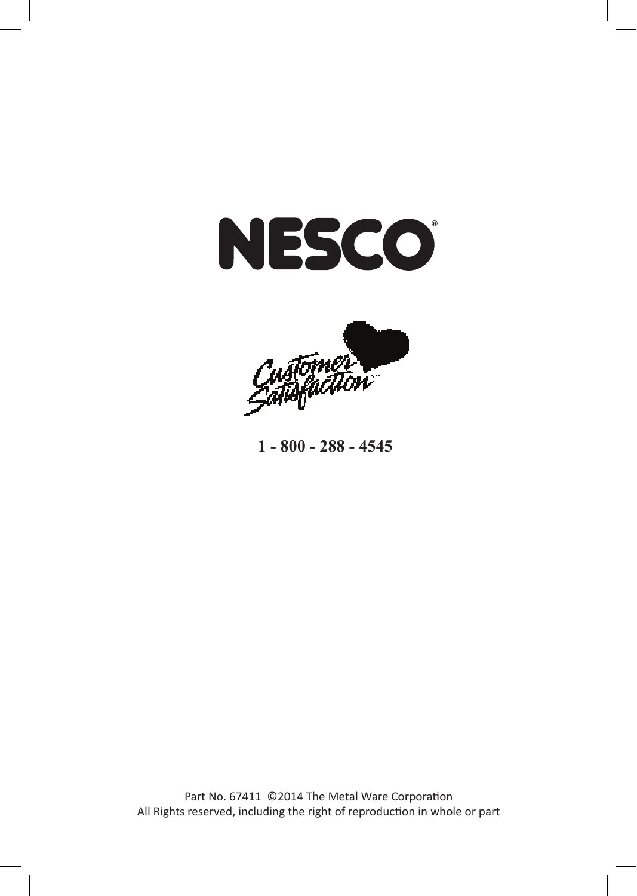NESCO®

Customer Satisfaction

**1 - 800 - 288 - 4545**

Part No. 67411 ©2014 The Metal Ware Corporation
All Rights reserved, including the right of reproduction in whole or part